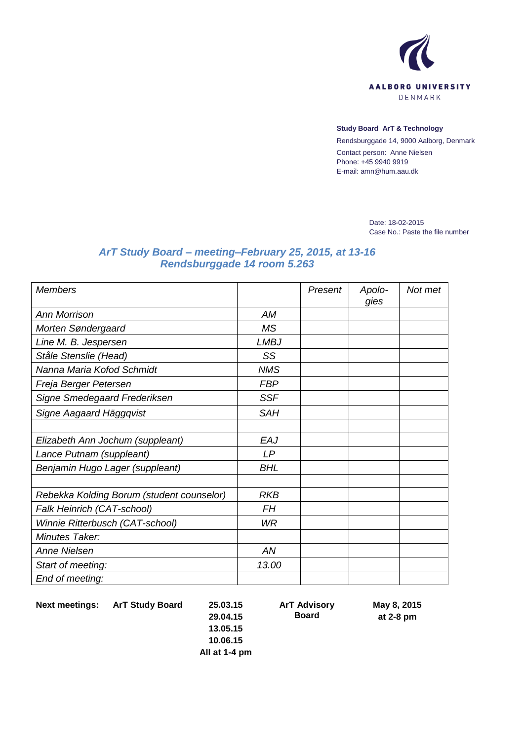AALBORG UNIVERSITY
DENMARK

**Study Board ArT & Technology**
Rendsburggade 14, 9000 Aalborg, Denmark
Contact person: Anne Nielsen
Phone: +45 9940 9919
E-mail: amn@hum.aau.dk

Date: 18-02-2015
Case No.: Paste the file number

## *ArT Study Board – meeting–February 25, 2015, at 13-16*
## *Rendsburggade 14 room 5.263*

| *Members* | | *Present* | *Apolo-gies* | *Not met* |
|---|---|---|---|---|
| *Ann Morrison* | *AM* | | | |
| *Morten Søndergaard* | *MS* | | | |
| *Line M. B. Jespersen* | *LMBJ* | | | |
| *Ståle Stenslie (Head)* | *SS* | | | |
| *Nanna Maria Kofod Schmidt* | *NMS* | | | |
| *Freja Berger Petersen* | *FBP* | | | |
| *Signe Smedegaard Frederiksen* | *SSF* | | | |
| *Signe Aagaard Häggqvist* | *SAH* | | | |
| | | | | |
| *Elizabeth Ann Jochum (suppleant)* | *EAJ* | | | |
| *Lance Putnam (suppleant)* | *LP* | | | |
| *Benjamin Hugo Lager (suppleant)* | *BHL* | | | |
| | | | | |
| *Rebekka Kolding Borum (student counselor)* | *RKB* | | | |
| *Falk Heinrich (CAT-school)* | *FH* | | | |
| *Winnie Ritterbusch (CAT-school)* | *WR* | | | |
| *Minutes Taker:* | | | | |
| *Anne Nielsen* | *AN* | | | |
| *Start of meeting:* | *13.00* | | | |
| *End of meeting:* | | | | |

| **Next meetings:** | **ArT Study Board** | **25.03.15**<br>**29.04.15**<br>**13.05.15**<br>**10.06.15**<br>**All at 1-4 pm** | **ArT Advisory Board** | **May 8, 2015 at 2-8 pm** |
|---|---|---|---|---|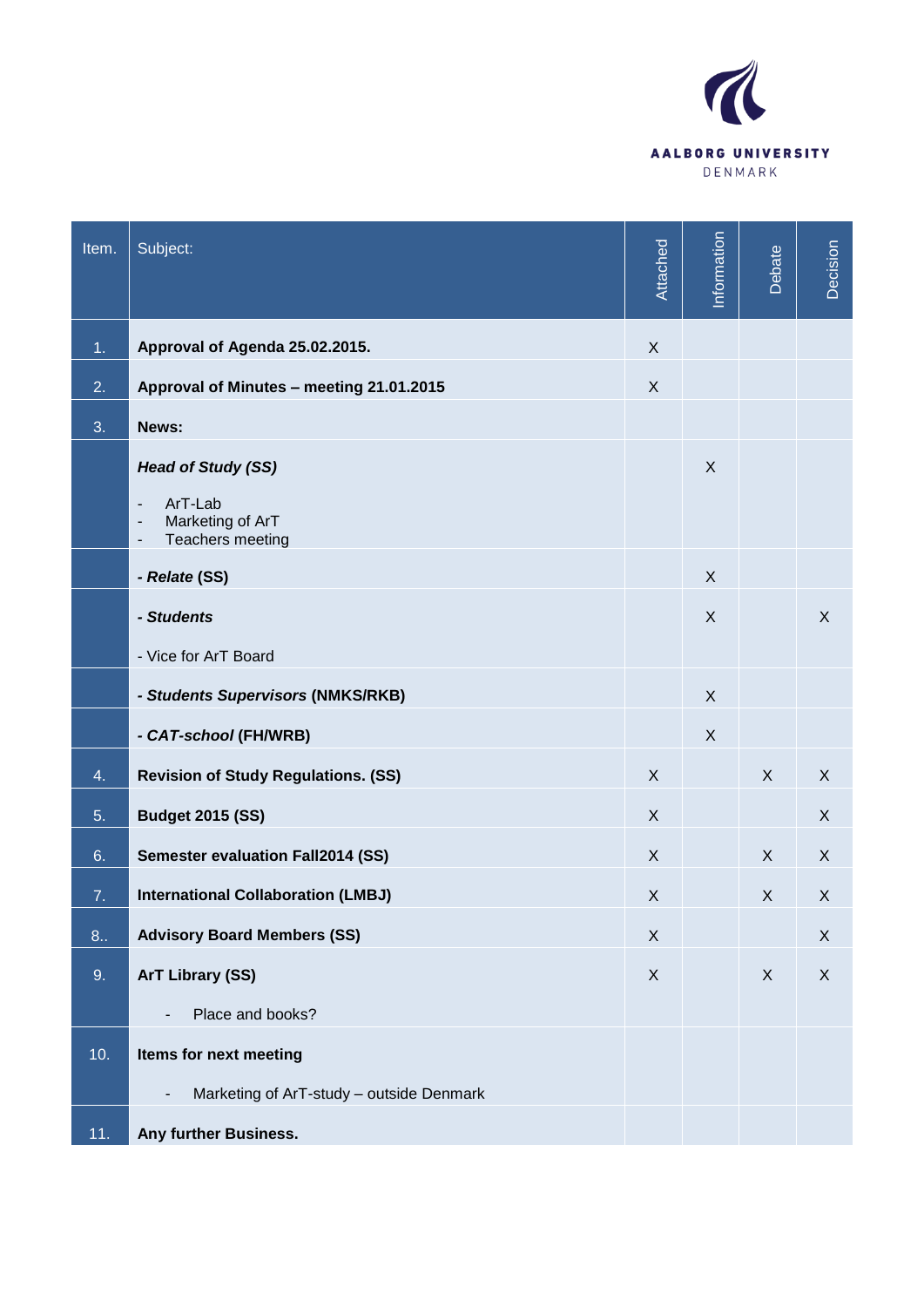AALBORG UNIVERSITY
DENMARK

| Item. | Subject: | Attached | Information | Debate | Decision |
|---|---|---|---|---|---|
| 1. | **Approval of Agenda 25.02.2015.** | X | | | |
| 2. | **Approval of Minutes – meeting 21.01.2015** | X | | | |
| 3. | **News:** | | | | |
| | ***Head of Study (SS)*** <br> - ArT-Lab <br> - Marketing of ArT <br> - Teachers meeting | | X | | |
| | ***- Relate* (SS)** | | X | | |
| | ***- Students*** <br> - Vice for ArT Board | | X | | X |
| | ***- Students Supervisors* (NMKS/RKB)** | | X | | |
| | ***- CAT-school* (FH/WRB)** | | X | | |
| 4. | **Revision of Study Regulations. (SS)** | X | | X | X |
| 5. | **Budget 2015 (SS)** | X | | | X |
| 6. | **Semester evaluation Fall2014 (SS)** | X | | X | X |
| 7. | **International Collaboration (LMBJ)** | X | | X | X |
| 8.. | **Advisory Board Members (SS)** | X | | | X |
| 9. | **ArT Library (SS)** <br> - Place and books? | X | | X | X |
| 10. | **Items for next meeting** <br> - Marketing of ArT-study – outside Denmark | | | | |
| 11. | **Any further Business.** | | | | |